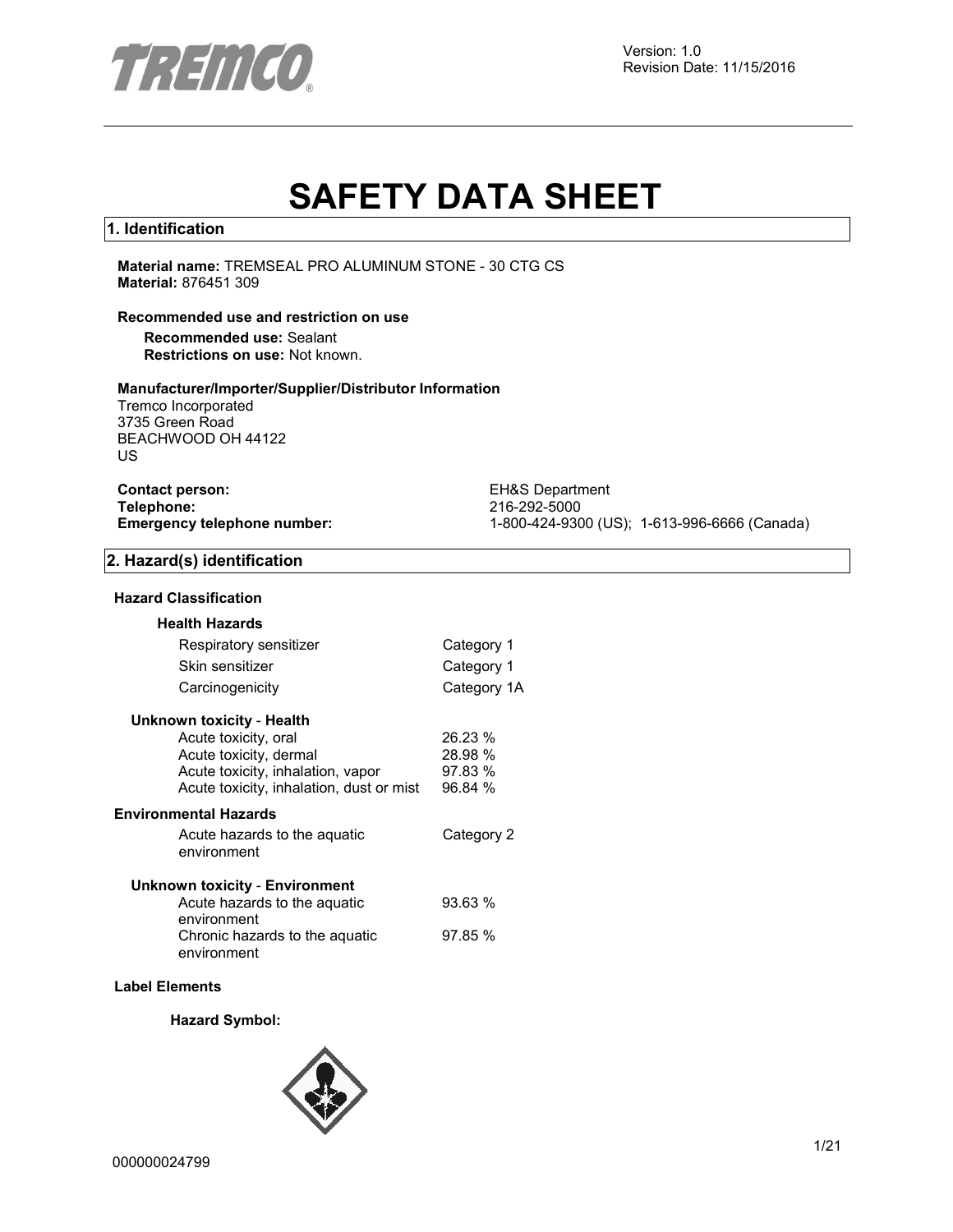Version: 1.0
Revision Date: 11/15/2016

# SAFETY DATA SHEET

## 1. Identification

**Material name:** TREMSEAL PRO ALUMINUM STONE - 30 CTG CS
**Material:** 876451 309

**Recommended use and restriction on use**

**Recommended use:** Sealant
**Restrictions on use:** Not known.

**Manufacturer/Importer/Supplier/Distributor Information**

Tremco Incorporated
3735 Green Road
BEACHWOOD OH 44122
US

**Contact person:** EH&S Department
**Telephone:** 216-292-5000
**Emergency telephone number:** 1-800-424-9300 (US); 1-613-996-6666 (Canada)

## 2. Hazard(s) identification

**Hazard Classification**

**Health Hazards**

| | |
|---|---|
| Respiratory sensitizer | Category 1 |
| Skin sensitizer | Category 1 |
| Carcinogenicity | Category 1A |

**Unknown toxicity - Health**

| | |
|---|---|
| Acute toxicity, oral | 26.23 % |
| Acute toxicity, dermal | 28.98 % |
| Acute toxicity, inhalation, vapor | 97.83 % |
| Acute toxicity, inhalation, dust or mist | 96.84 % |

**Environmental Hazards**

| | |
|---|---|
| Acute hazards to the aquatic environment | Category 2 |

**Unknown toxicity - Environment**

| | |
|---|---|
| Acute hazards to the aquatic environment | 93.63 % |
| Chronic hazards to the aquatic environment | 97.85 % |

**Label Elements**

**Hazard Symbol:**

000000024799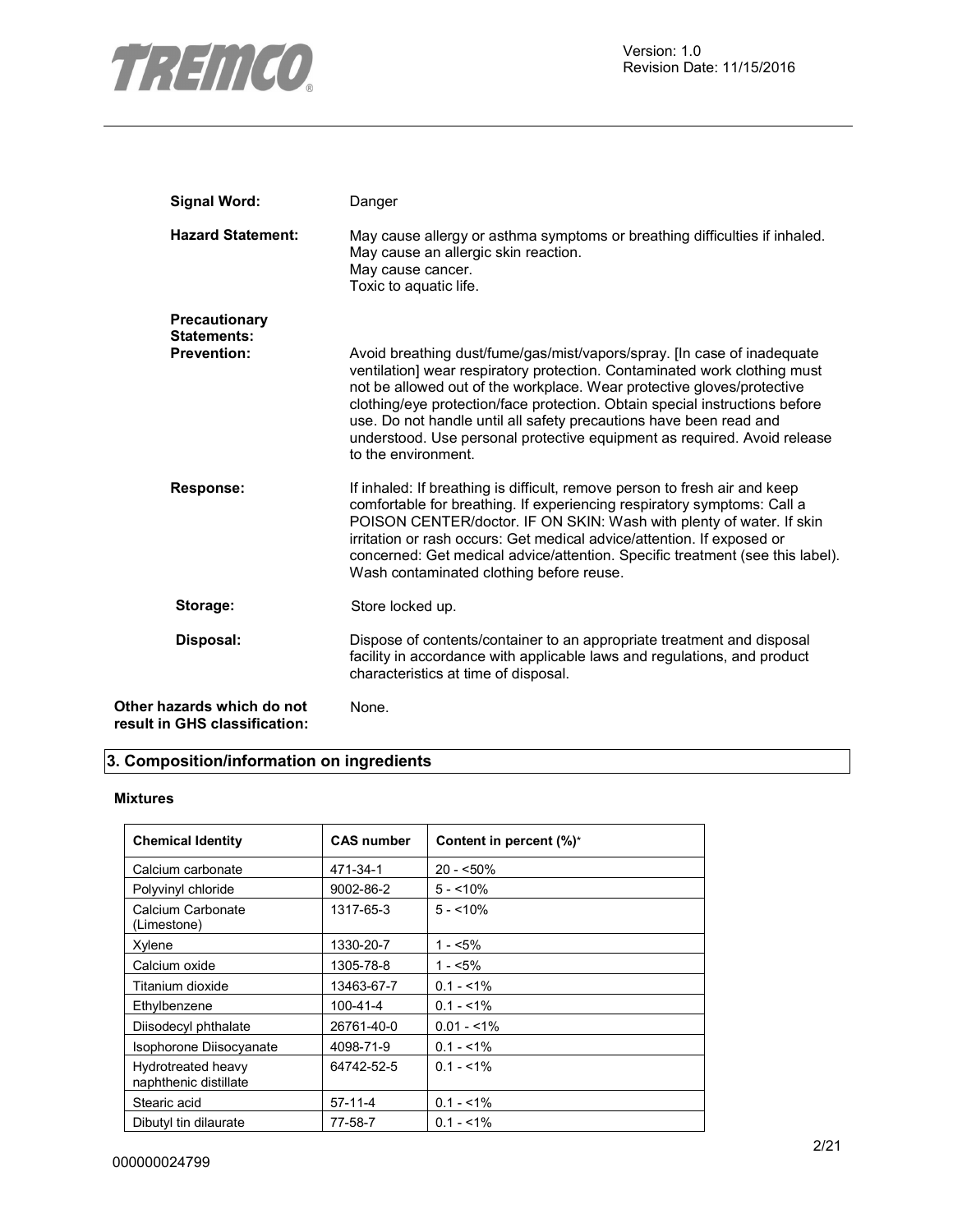**Signal Word:** Danger

**Hazard Statement:** May cause allergy or asthma symptoms or breathing difficulties if inhaled.
May cause an allergic skin reaction.
May cause cancer.
Toxic to aquatic life.

**Precautionary Statements:**

**Prevention:** Avoid breathing dust/fume/gas/mist/vapors/spray. [In case of inadequate ventilation] wear respiratory protection. Contaminated work clothing must not be allowed out of the workplace. Wear protective gloves/protective clothing/eye protection/face protection. Obtain special instructions before use. Do not handle until all safety precautions have been read and understood. Use personal protective equipment as required. Avoid release to the environment.

**Response:** If inhaled: If breathing is difficult, remove person to fresh air and keep comfortable for breathing. If experiencing respiratory symptoms: Call a POISON CENTER/doctor. IF ON SKIN: Wash with plenty of water. If skin irritation or rash occurs: Get medical advice/attention. If exposed or concerned: Get medical advice/attention. Specific treatment (see this label). Wash contaminated clothing before reuse.

**Storage:** Store locked up.

**Disposal:** Dispose of contents/container to an appropriate treatment and disposal facility in accordance with applicable laws and regulations, and product characteristics at time of disposal.

**Other hazards which do not result in GHS classification:** None.

## 3. Composition/information on ingredients

**Mixtures**

| Chemical Identity | CAS number | Content in percent (%)* |
|---|---|---|
| Calcium carbonate | 471-34-1 | 20 - <50% |
| Polyvinyl chloride | 9002-86-2 | 5 - <10% |
| Calcium Carbonate (Limestone) | 1317-65-3 | 5 - <10% |
| Xylene | 1330-20-7 | 1 - <5% |
| Calcium oxide | 1305-78-8 | 1 - <5% |
| Titanium dioxide | 13463-67-7 | 0.1 - <1% |
| Ethylbenzene | 100-41-4 | 0.1 - <1% |
| Diisodecyl phthalate | 26761-40-0 | 0.01 - <1% |
| Isophorone Diisocyanate | 4098-71-9 | 0.1 - <1% |
| Hydrotreated heavy naphthenic distillate | 64742-52-5 | 0.1 - <1% |
| Stearic acid | 57-11-4 | 0.1 - <1% |
| Dibutyl tin dilaurate | 77-58-7 | 0.1 - <1% |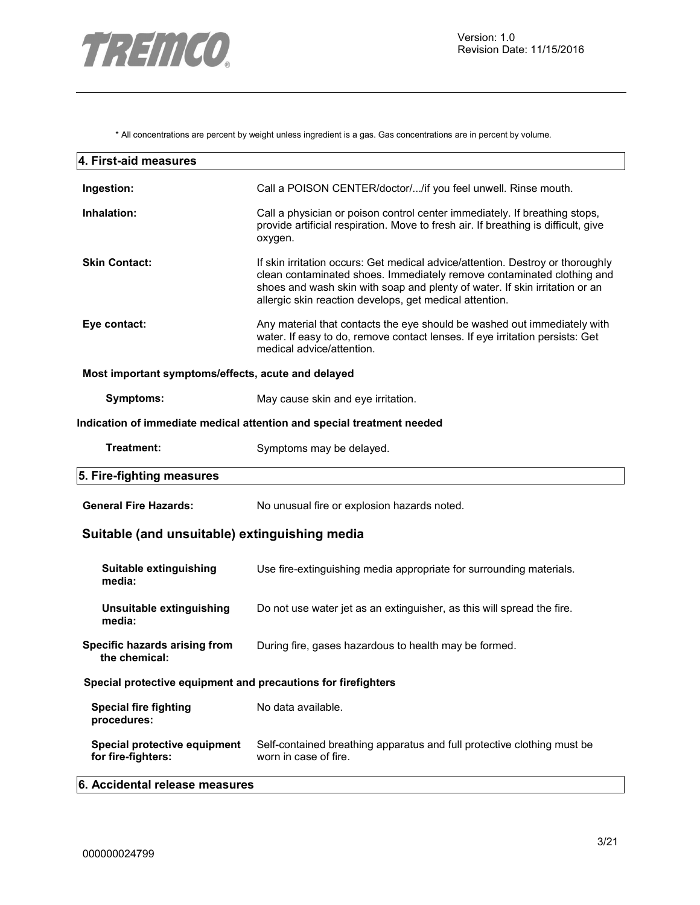\* All concentrations are percent by weight unless ingredient is a gas. Gas concentrations are in percent by volume.

## 4. First-aid measures

**Ingestion:** Call a POISON CENTER/doctor/.../if you feel unwell. Rinse mouth.

**Inhalation:** Call a physician or poison control center immediately. If breathing stops, provide artificial respiration. Move to fresh air. If breathing is difficult, give oxygen.

**Skin Contact:** If skin irritation occurs: Get medical advice/attention. Destroy or thoroughly clean contaminated shoes. Immediately remove contaminated clothing and shoes and wash skin with soap and plenty of water. If skin irritation or an allergic skin reaction develops, get medical attention.

**Eye contact:** Any material that contacts the eye should be washed out immediately with water. If easy to do, remove contact lenses. If eye irritation persists: Get medical advice/attention.

**Most important symptoms/effects, acute and delayed**

**Symptoms:** May cause skin and eye irritation.

**Indication of immediate medical attention and special treatment needed**

**Treatment:** Symptoms may be delayed.

## 5. Fire-fighting measures

**General Fire Hazards:** No unusual fire or explosion hazards noted.

### Suitable (and unsuitable) extinguishing media

**Suitable extinguishing media:** Use fire-extinguishing media appropriate for surrounding materials.

**Unsuitable extinguishing media:** Do not use water jet as an extinguisher, as this will spread the fire.

**Specific hazards arising from the chemical:** During fire, gases hazardous to health may be formed.

**Special protective equipment and precautions for firefighters**

**Special fire fighting procedures:** No data available.

**Special protective equipment for fire-fighters:** Self-contained breathing apparatus and full protective clothing must be worn in case of fire.

## 6. Accidental release measures

000000024799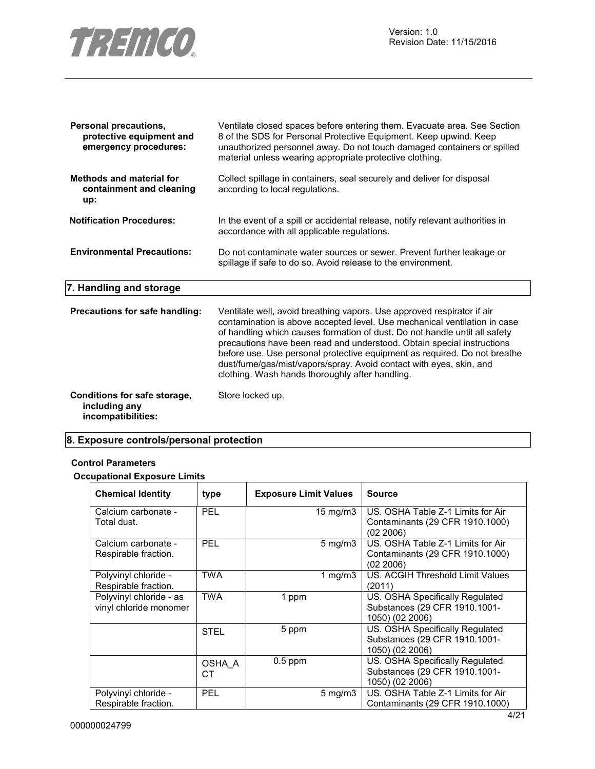**Personal precautions, protective equipment and emergency procedures:** Ventilate closed spaces before entering them. Evacuate area. See Section 8 of the SDS for Personal Protective Equipment. Keep upwind. Keep unauthorized personnel away. Do not touch damaged containers or spilled material unless wearing appropriate protective clothing.

**Methods and material for containment and cleaning up:** Collect spillage in containers, seal securely and deliver for disposal according to local regulations.

**Notification Procedures:** In the event of a spill or accidental release, notify relevant authorities in accordance with all applicable regulations.

**Environmental Precautions:** Do not contaminate water sources or sewer. Prevent further leakage or spillage if safe to do so. Avoid release to the environment.

## 7. Handling and storage

**Precautions for safe handling:** Ventilate well, avoid breathing vapors. Use approved respirator if air contamination is above accepted level. Use mechanical ventilation in case of handling which causes formation of dust. Do not handle until all safety precautions have been read and understood. Obtain special instructions before use. Use personal protective equipment as required. Do not breathe dust/fume/gas/mist/vapors/spray. Avoid contact with eyes, skin, and clothing. Wash hands thoroughly after handling.

**Conditions for safe storage, including any incompatibilities:** Store locked up.

## 8. Exposure controls/personal protection

**Control Parameters**

**Occupational Exposure Limits**

| Chemical Identity | type | Exposure Limit Values | Source |
|---|---|---|---|
| Calcium carbonate - Total dust. | PEL | 15 mg/m3 | US. OSHA Table Z-1 Limits for Air Contaminants (29 CFR 1910.1000) (02 2006) |
| Calcium carbonate - Respirable fraction. | PEL | 5 mg/m3 | US. OSHA Table Z-1 Limits for Air Contaminants (29 CFR 1910.1000) (02 2006) |
| Polyvinyl chloride - Respirable fraction. | TWA | 1 mg/m3 | US. ACGIH Threshold Limit Values (2011) |
| Polyvinyl chloride - as vinyl chloride monomer | TWA | 1 ppm | US. OSHA Specifically Regulated Substances (29 CFR 1910.1001-1050) (02 2006) |
| | STEL | 5 ppm | US. OSHA Specifically Regulated Substances (29 CFR 1910.1001-1050) (02 2006) |
| | OSHA_ACT | 0.5 ppm | US. OSHA Specifically Regulated Substances (29 CFR 1910.1001-1050) (02 2006) |
| Polyvinyl chloride - Respirable fraction. | PEL | 5 mg/m3 | US. OSHA Table Z-1 Limits for Air Contaminants (29 CFR 1910.1000) |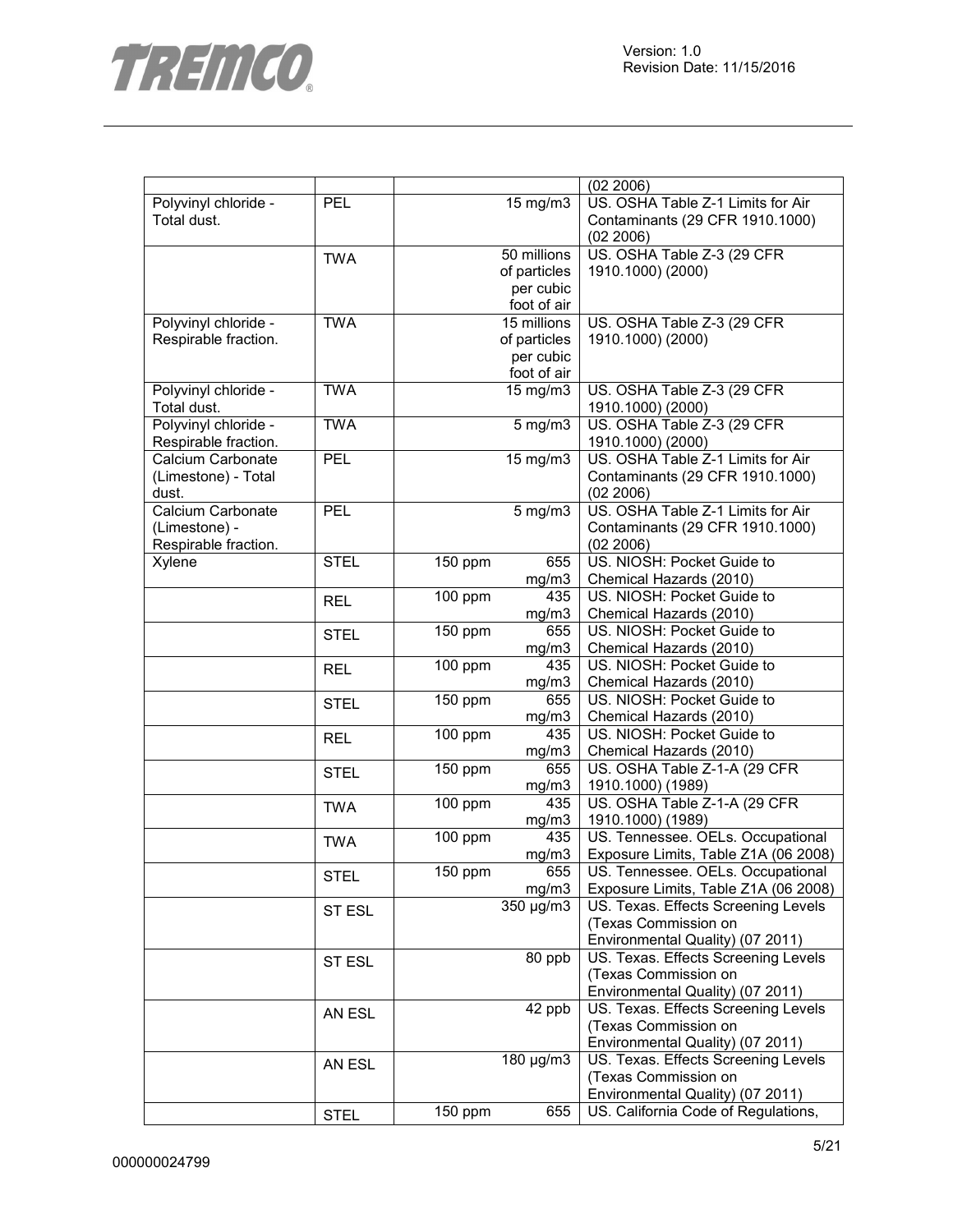| | | | | |
|---|---|---|---|---|
| | | | | (02 2006) |
| Polyvinyl chloride - Total dust. | PEL | | 15 mg/m3 | US. OSHA Table Z-1 Limits for Air Contaminants (29 CFR 1910.1000) (02 2006) |
| | TWA | | 50 millions of particles per cubic foot of air | US. OSHA Table Z-3 (29 CFR 1910.1000) (2000) |
| Polyvinyl chloride - Respirable fraction. | TWA | | 15 millions of particles per cubic foot of air | US. OSHA Table Z-3 (29 CFR 1910.1000) (2000) |
| Polyvinyl chloride - Total dust. | TWA | | 15 mg/m3 | US. OSHA Table Z-3 (29 CFR 1910.1000) (2000) |
| Polyvinyl chloride - Respirable fraction. | TWA | | 5 mg/m3 | US. OSHA Table Z-3 (29 CFR 1910.1000) (2000) |
| Calcium Carbonate (Limestone) - Total dust. | PEL | | 15 mg/m3 | US. OSHA Table Z-1 Limits for Air Contaminants (29 CFR 1910.1000) (02 2006) |
| Calcium Carbonate (Limestone) - Respirable fraction. | PEL | | 5 mg/m3 | US. OSHA Table Z-1 Limits for Air Contaminants (29 CFR 1910.1000) (02 2006) |
| Xylene | STEL | 150 ppm | 655 mg/m3 | US. NIOSH: Pocket Guide to Chemical Hazards (2010) |
| | REL | 100 ppm | 435 mg/m3 | US. NIOSH: Pocket Guide to Chemical Hazards (2010) |
| | STEL | 150 ppm | 655 mg/m3 | US. NIOSH: Pocket Guide to Chemical Hazards (2010) |
| | REL | 100 ppm | 435 mg/m3 | US. NIOSH: Pocket Guide to Chemical Hazards (2010) |
| | STEL | 150 ppm | 655 mg/m3 | US. NIOSH: Pocket Guide to Chemical Hazards (2010) |
| | REL | 100 ppm | 435 mg/m3 | US. NIOSH: Pocket Guide to Chemical Hazards (2010) |
| | STEL | 150 ppm | 655 mg/m3 | US. OSHA Table Z-1-A (29 CFR 1910.1000) (1989) |
| | TWA | 100 ppm | 435 mg/m3 | US. OSHA Table Z-1-A (29 CFR 1910.1000) (1989) |
| | TWA | 100 ppm | 435 mg/m3 | US. Tennessee. OELs. Occupational Exposure Limits, Table Z1A (06 2008) |
| | STEL | 150 ppm | 655 mg/m3 | US. Tennessee. OELs. Occupational Exposure Limits, Table Z1A (06 2008) |
| | ST ESL | | 350 µg/m3 | US. Texas. Effects Screening Levels (Texas Commission on Environmental Quality) (07 2011) |
| | ST ESL | | 80 ppb | US. Texas. Effects Screening Levels (Texas Commission on Environmental Quality) (07 2011) |
| | AN ESL | | 42 ppb | US. Texas. Effects Screening Levels (Texas Commission on Environmental Quality) (07 2011) |
| | AN ESL | | 180 µg/m3 | US. Texas. Effects Screening Levels (Texas Commission on Environmental Quality) (07 2011) |
| | STEL | 150 ppm | 655 | US. California Code of Regulations, |

000000024799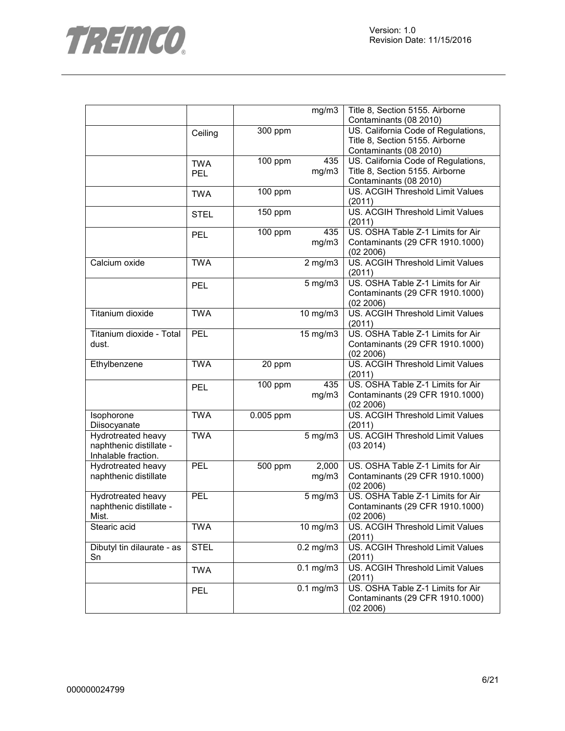| | | | | |
|---|---|---|---|---|
| | | | mg/m3 | Title 8, Section 5155. Airborne Contaminants (08 2010) |
| | Ceiling | 300 ppm | | US. California Code of Regulations, Title 8, Section 5155. Airborne Contaminants (08 2010) |
| | TWA PEL | 100 ppm | 435 mg/m3 | US. California Code of Regulations, Title 8, Section 5155. Airborne Contaminants (08 2010) |
| | TWA | 100 ppm | | US. ACGIH Threshold Limit Values (2011) |
| | STEL | 150 ppm | | US. ACGIH Threshold Limit Values (2011) |
| | PEL | 100 ppm | 435 mg/m3 | US. OSHA Table Z-1 Limits for Air Contaminants (29 CFR 1910.1000) (02 2006) |
| Calcium oxide | TWA | | 2 mg/m3 | US. ACGIH Threshold Limit Values (2011) |
| | PEL | | 5 mg/m3 | US. OSHA Table Z-1 Limits for Air Contaminants (29 CFR 1910.1000) (02 2006) |
| Titanium dioxide | TWA | | 10 mg/m3 | US. ACGIH Threshold Limit Values (2011) |
| Titanium dioxide - Total dust. | PEL | | 15 mg/m3 | US. OSHA Table Z-1 Limits for Air Contaminants (29 CFR 1910.1000) (02 2006) |
| Ethylbenzene | TWA | 20 ppm | | US. ACGIH Threshold Limit Values (2011) |
| | PEL | 100 ppm | 435 mg/m3 | US. OSHA Table Z-1 Limits for Air Contaminants (29 CFR 1910.1000) (02 2006) |
| Isophorone Diisocyanate | TWA | 0.005 ppm | | US. ACGIH Threshold Limit Values (2011) |
| Hydrotreated heavy naphthenic distillate - Inhalable fraction. | TWA | | 5 mg/m3 | US. ACGIH Threshold Limit Values (03 2014) |
| Hydrotreated heavy naphthenic distillate | PEL | 500 ppm | 2,000 mg/m3 | US. OSHA Table Z-1 Limits for Air Contaminants (29 CFR 1910.1000) (02 2006) |
| Hydrotreated heavy naphthenic distillate - Mist. | PEL | | 5 mg/m3 | US. OSHA Table Z-1 Limits for Air Contaminants (29 CFR 1910.1000) (02 2006) |
| Stearic acid | TWA | | 10 mg/m3 | US. ACGIH Threshold Limit Values (2011) |
| Dibutyl tin dilaurate - as Sn | STEL | | 0.2 mg/m3 | US. ACGIH Threshold Limit Values (2011) |
| | TWA | | 0.1 mg/m3 | US. ACGIH Threshold Limit Values (2011) |
| | PEL | | 0.1 mg/m3 | US. OSHA Table Z-1 Limits for Air Contaminants (29 CFR 1910.1000) (02 2006) |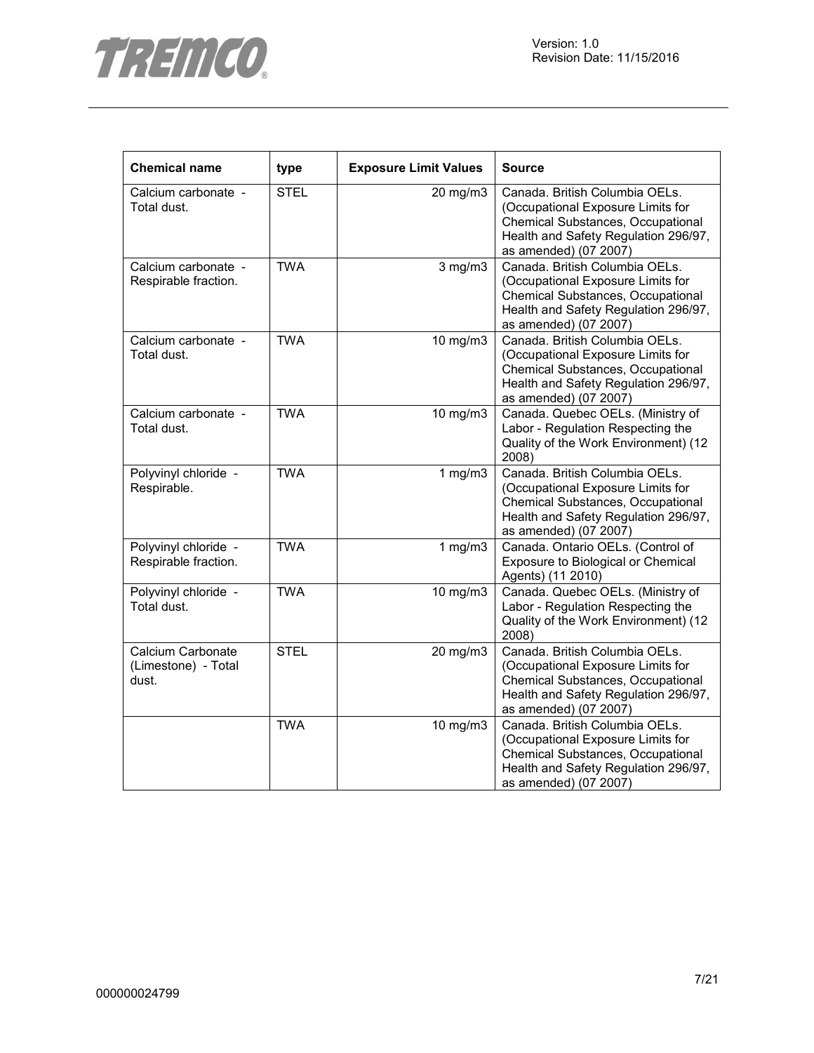| Chemical name | type | Exposure Limit Values | Source |
|---|---|---|---|
| Calcium carbonate - Total dust. | STEL | 20 mg/m3 | Canada. British Columbia OELs. (Occupational Exposure Limits for Chemical Substances, Occupational Health and Safety Regulation 296/97, as amended) (07 2007) |
| Calcium carbonate - Respirable fraction. | TWA | 3 mg/m3 | Canada. British Columbia OELs. (Occupational Exposure Limits for Chemical Substances, Occupational Health and Safety Regulation 296/97, as amended) (07 2007) |
| Calcium carbonate - Total dust. | TWA | 10 mg/m3 | Canada. British Columbia OELs. (Occupational Exposure Limits for Chemical Substances, Occupational Health and Safety Regulation 296/97, as amended) (07 2007) |
| Calcium carbonate - Total dust. | TWA | 10 mg/m3 | Canada. Quebec OELs. (Ministry of Labor - Regulation Respecting the Quality of the Work Environment) (12 2008) |
| Polyvinyl chloride - Respirable. | TWA | 1 mg/m3 | Canada. British Columbia OELs. (Occupational Exposure Limits for Chemical Substances, Occupational Health and Safety Regulation 296/97, as amended) (07 2007) |
| Polyvinyl chloride - Respirable fraction. | TWA | 1 mg/m3 | Canada. Ontario OELs. (Control of Exposure to Biological or Chemical Agents) (11 2010) |
| Polyvinyl chloride - Total dust. | TWA | 10 mg/m3 | Canada. Quebec OELs. (Ministry of Labor - Regulation Respecting the Quality of the Work Environment) (12 2008) |
| Calcium Carbonate (Limestone) - Total dust. | STEL | 20 mg/m3 | Canada. British Columbia OELs. (Occupational Exposure Limits for Chemical Substances, Occupational Health and Safety Regulation 296/97, as amended) (07 2007) |
| | TWA | 10 mg/m3 | Canada. British Columbia OELs. (Occupational Exposure Limits for Chemical Substances, Occupational Health and Safety Regulation 296/97, as amended) (07 2007) |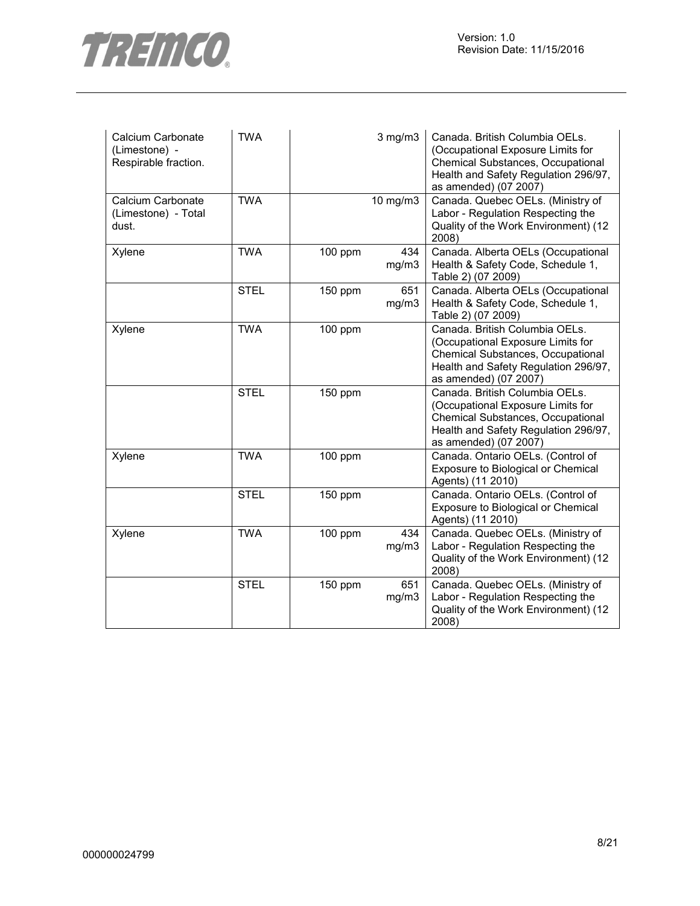| | | | | |
|---|---|---|---|---|
| Calcium Carbonate (Limestone) - Respirable fraction. | TWA | | 3 mg/m3 | Canada. British Columbia OELs. (Occupational Exposure Limits for Chemical Substances, Occupational Health and Safety Regulation 296/97, as amended) (07 2007) |
| Calcium Carbonate (Limestone) - Total dust. | TWA | | 10 mg/m3 | Canada. Quebec OELs. (Ministry of Labor - Regulation Respecting the Quality of the Work Environment) (12 2008) |
| Xylene | TWA | 100 ppm | 434 mg/m3 | Canada. Alberta OELs (Occupational Health & Safety Code, Schedule 1, Table 2) (07 2009) |
| | STEL | 150 ppm | 651 mg/m3 | Canada. Alberta OELs (Occupational Health & Safety Code, Schedule 1, Table 2) (07 2009) |
| Xylene | TWA | 100 ppm | | Canada. British Columbia OELs. (Occupational Exposure Limits for Chemical Substances, Occupational Health and Safety Regulation 296/97, as amended) (07 2007) |
| | STEL | 150 ppm | | Canada. British Columbia OELs. (Occupational Exposure Limits for Chemical Substances, Occupational Health and Safety Regulation 296/97, as amended) (07 2007) |
| Xylene | TWA | 100 ppm | | Canada. Ontario OELs. (Control of Exposure to Biological or Chemical Agents) (11 2010) |
| | STEL | 150 ppm | | Canada. Ontario OELs. (Control of Exposure to Biological or Chemical Agents) (11 2010) |
| Xylene | TWA | 100 ppm | 434 mg/m3 | Canada. Quebec OELs. (Ministry of Labor - Regulation Respecting the Quality of the Work Environment) (12 2008) |
| | STEL | 150 ppm | 651 mg/m3 | Canada. Quebec OELs. (Ministry of Labor - Regulation Respecting the Quality of the Work Environment) (12 2008) |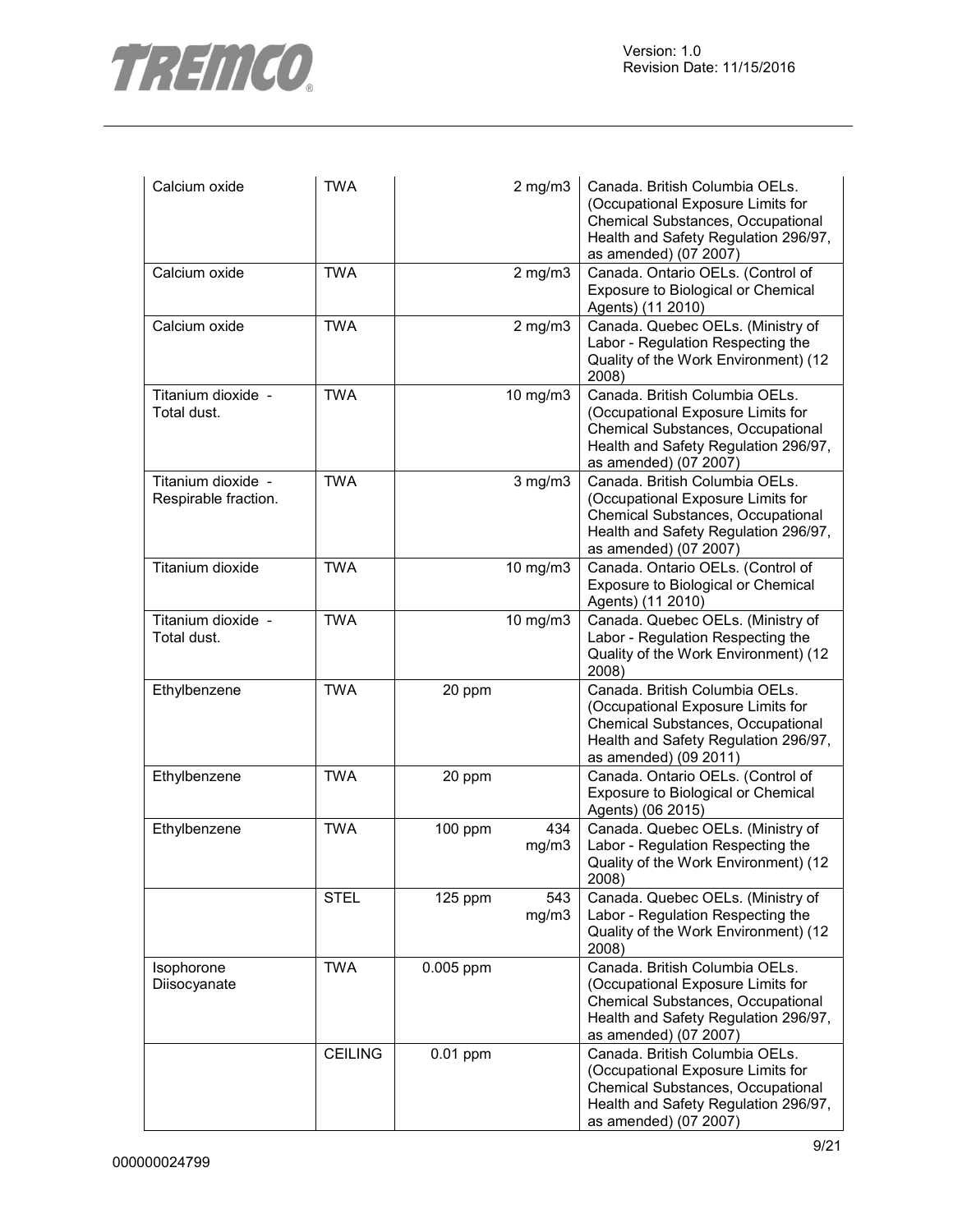| | | | | |
|---|---|---|---|---|
| Calcium oxide | TWA | | 2 mg/m3 | Canada. British Columbia OELs. (Occupational Exposure Limits for Chemical Substances, Occupational Health and Safety Regulation 296/97, as amended) (07 2007) |
| Calcium oxide | TWA | | 2 mg/m3 | Canada. Ontario OELs. (Control of Exposure to Biological or Chemical Agents) (11 2010) |
| Calcium oxide | TWA | | 2 mg/m3 | Canada. Quebec OELs. (Ministry of Labor - Regulation Respecting the Quality of the Work Environment) (12 2008) |
| Titanium dioxide - Total dust. | TWA | | 10 mg/m3 | Canada. British Columbia OELs. (Occupational Exposure Limits for Chemical Substances, Occupational Health and Safety Regulation 296/97, as amended) (07 2007) |
| Titanium dioxide - Respirable fraction. | TWA | | 3 mg/m3 | Canada. British Columbia OELs. (Occupational Exposure Limits for Chemical Substances, Occupational Health and Safety Regulation 296/97, as amended) (07 2007) |
| Titanium dioxide | TWA | | 10 mg/m3 | Canada. Ontario OELs. (Control of Exposure to Biological or Chemical Agents) (11 2010) |
| Titanium dioxide - Total dust. | TWA | | 10 mg/m3 | Canada. Quebec OELs. (Ministry of Labor - Regulation Respecting the Quality of the Work Environment) (12 2008) |
| Ethylbenzene | TWA | 20 ppm | | Canada. British Columbia OELs. (Occupational Exposure Limits for Chemical Substances, Occupational Health and Safety Regulation 296/97, as amended) (09 2011) |
| Ethylbenzene | TWA | 20 ppm | | Canada. Ontario OELs. (Control of Exposure to Biological or Chemical Agents) (06 2015) |
| Ethylbenzene | TWA | 100 ppm | 434 mg/m3 | Canada. Quebec OELs. (Ministry of Labor - Regulation Respecting the Quality of the Work Environment) (12 2008) |
| | STEL | 125 ppm | 543 mg/m3 | Canada. Quebec OELs. (Ministry of Labor - Regulation Respecting the Quality of the Work Environment) (12 2008) |
| Isophorone Diisocyanate | TWA | 0.005 ppm | | Canada. British Columbia OELs. (Occupational Exposure Limits for Chemical Substances, Occupational Health and Safety Regulation 296/97, as amended) (07 2007) |
| | CEILING | 0.01 ppm | | Canada. British Columbia OELs. (Occupational Exposure Limits for Chemical Substances, Occupational Health and Safety Regulation 296/97, as amended) (07 2007) |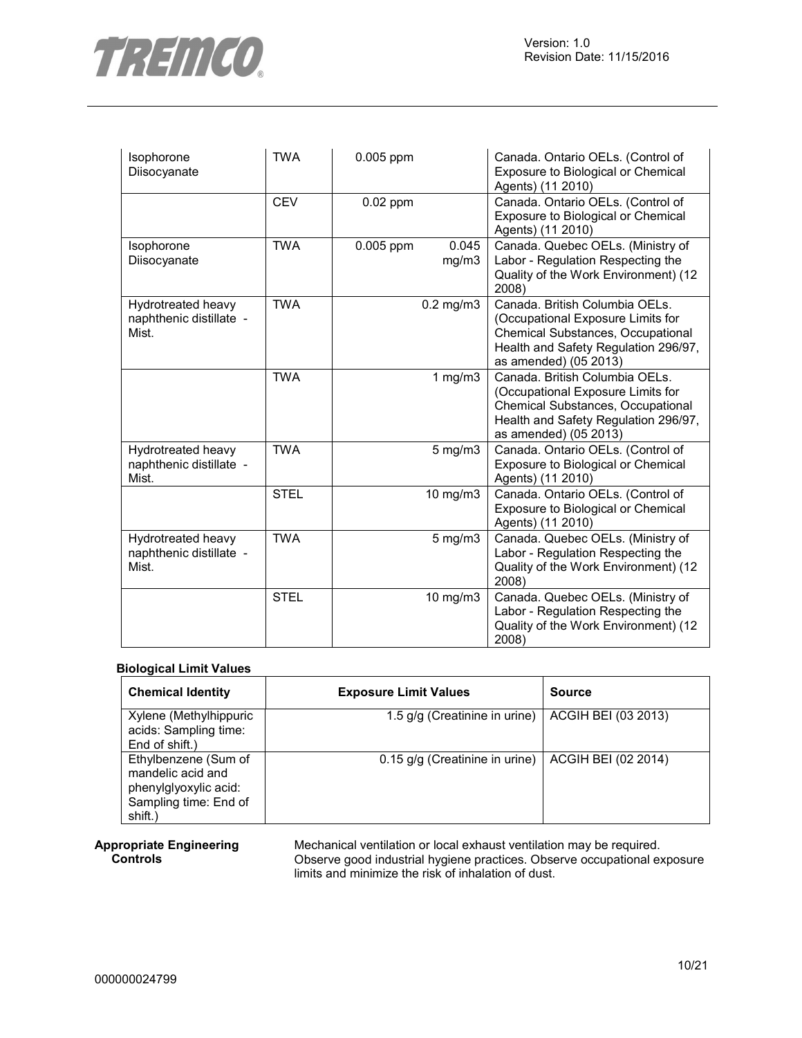| | | | | |
|---|---|---|---|---|
| Isophorone Diisocyanate | TWA | 0.005 ppm | | Canada. Ontario OELs. (Control of Exposure to Biological or Chemical Agents) (11 2010) |
| | CEV | 0.02 ppm | | Canada. Ontario OELs. (Control of Exposure to Biological or Chemical Agents) (11 2010) |
| Isophorone Diisocyanate | TWA | 0.005 ppm | 0.045 mg/m3 | Canada. Quebec OELs. (Ministry of Labor - Regulation Respecting the Quality of the Work Environment) (12 2008) |
| Hydrotreated heavy naphthenic distillate - Mist. | TWA | | 0.2 mg/m3 | Canada. British Columbia OELs. (Occupational Exposure Limits for Chemical Substances, Occupational Health and Safety Regulation 296/97, as amended) (05 2013) |
| | TWA | | 1 mg/m3 | Canada. British Columbia OELs. (Occupational Exposure Limits for Chemical Substances, Occupational Health and Safety Regulation 296/97, as amended) (05 2013) |
| Hydrotreated heavy naphthenic distillate - Mist. | TWA | | 5 mg/m3 | Canada. Ontario OELs. (Control of Exposure to Biological or Chemical Agents) (11 2010) |
| | STEL | | 10 mg/m3 | Canada. Ontario OELs. (Control of Exposure to Biological or Chemical Agents) (11 2010) |
| Hydrotreated heavy naphthenic distillate - Mist. | TWA | | 5 mg/m3 | Canada. Quebec OELs. (Ministry of Labor - Regulation Respecting the Quality of the Work Environment) (12 2008) |
| | STEL | | 10 mg/m3 | Canada. Quebec OELs. (Ministry of Labor - Regulation Respecting the Quality of the Work Environment) (12 2008) |

**Biological Limit Values**

| Chemical Identity | Exposure Limit Values | Source |
|---|---|---|
| Xylene (Methylhippuric acids: Sampling time: End of shift.) | 1.5 g/g (Creatinine in urine) | ACGIH BEI (03 2013) |
| Ethylbenzene (Sum of mandelic acid and phenylglyoxylic acid: Sampling time: End of shift.) | 0.15 g/g (Creatinine in urine) | ACGIH BEI (02 2014) |

**Appropriate Engineering Controls**

Mechanical ventilation or local exhaust ventilation may be required. Observe good industrial hygiene practices. Observe occupational exposure limits and minimize the risk of inhalation of dust.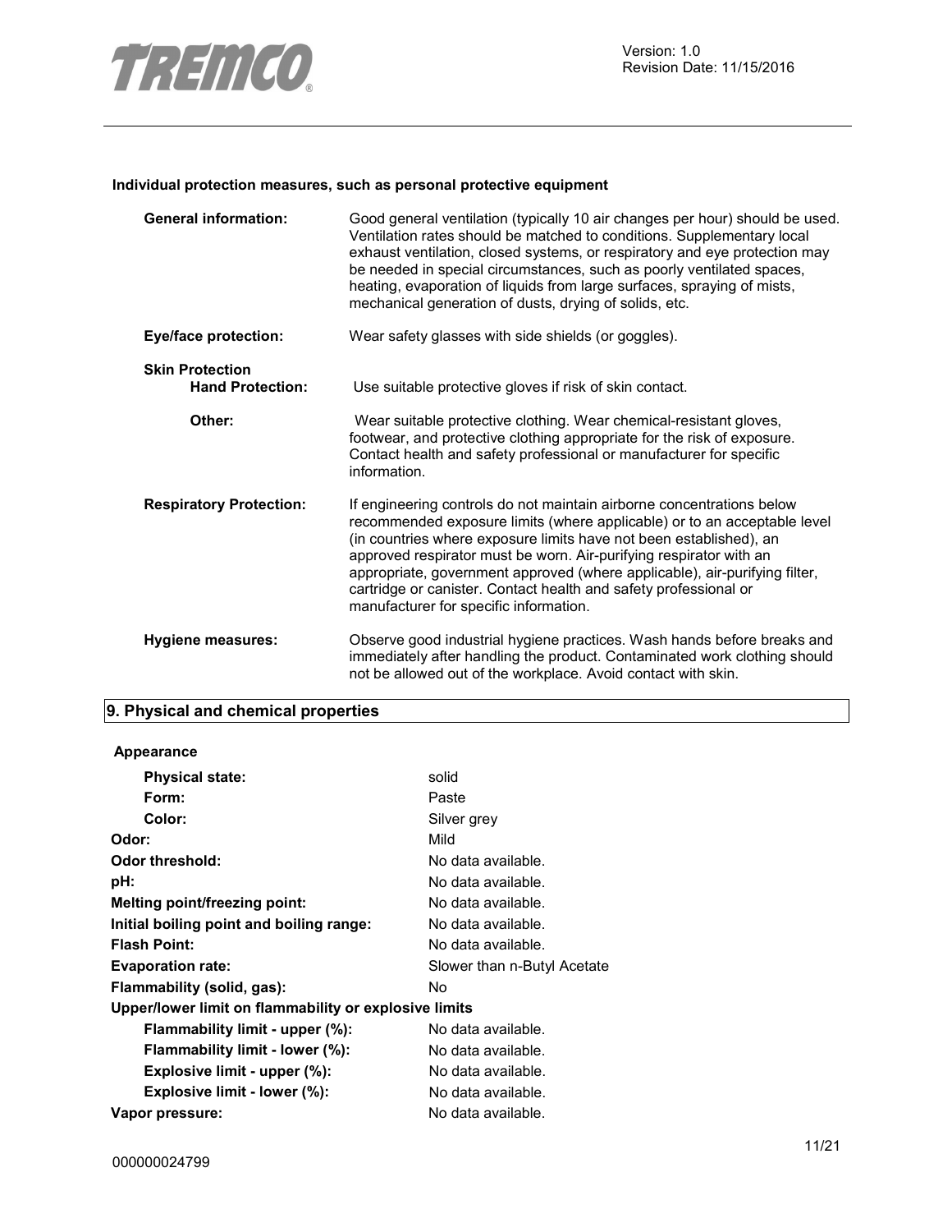**Individual protection measures, such as personal protective equipment**

| | |
|---|---|
| **General information:** | Good general ventilation (typically 10 air changes per hour) should be used. Ventilation rates should be matched to conditions. Supplementary local exhaust ventilation, closed systems, or respiratory and eye protection may be needed in special circumstances, such as poorly ventilated spaces, heating, evaporation of liquids from large surfaces, spraying of mists, mechanical generation of dusts, drying of solids, etc. |
| **Eye/face protection:** | Wear safety glasses with side shields (or goggles). |
| **Skin Protection** | |
| **Hand Protection:** | Use suitable protective gloves if risk of skin contact. |
| **Other:** | Wear suitable protective clothing. Wear chemical-resistant gloves, footwear, and protective clothing appropriate for the risk of exposure. Contact health and safety professional or manufacturer for specific information. |
| **Respiratory Protection:** | If engineering controls do not maintain airborne concentrations below recommended exposure limits (where applicable) or to an acceptable level (in countries where exposure limits have not been established), an approved respirator must be worn. Air-purifying respirator with an appropriate, government approved (where applicable), air-purifying filter, cartridge or canister. Contact health and safety professional or manufacturer for specific information. |
| **Hygiene measures:** | Observe good industrial hygiene practices. Wash hands before breaks and immediately after handling the product. Contaminated work clothing should not be allowed out of the workplace. Avoid contact with skin. |

## 9. Physical and chemical properties

**Appearance**

| | |
|---|---|
| **Physical state:** | solid |
| **Form:** | Paste |
| **Color:** | Silver grey |
| **Odor:** | Mild |
| **Odor threshold:** | No data available. |
| **pH:** | No data available. |
| **Melting point/freezing point:** | No data available. |
| **Initial boiling point and boiling range:** | No data available. |
| **Flash Point:** | No data available. |
| **Evaporation rate:** | Slower than n-Butyl Acetate |
| **Flammability (solid, gas):** | No |
| **Upper/lower limit on flammability or explosive limits** | |
| **Flammability limit - upper (%):** | No data available. |
| **Flammability limit - lower (%):** | No data available. |
| **Explosive limit - upper (%):** | No data available. |
| **Explosive limit - lower (%):** | No data available. |
| **Vapor pressure:** | No data available. |

000000024799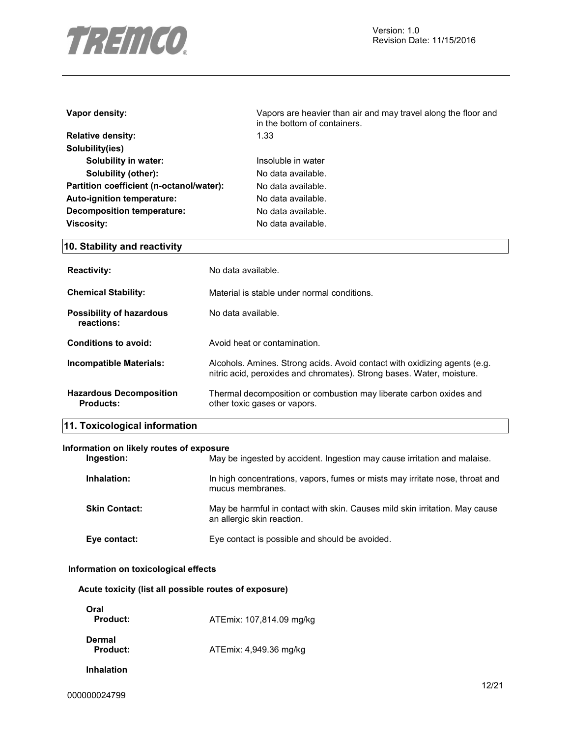| | |
|---|---|
| **Vapor density:** | Vapors are heavier than air and may travel along the floor and in the bottom of containers. |
| **Relative density:** | 1.33 |
| **Solubility(ies)** | |
| **Solubility in water:** | Insoluble in water |
| **Solubility (other):** | No data available. |
| **Partition coefficient (n-octanol/water):** | No data available. |
| **Auto-ignition temperature:** | No data available. |
| **Decomposition temperature:** | No data available. |
| **Viscosity:** | No data available. |

## 10. Stability and reactivity

| | |
|---|---|
| **Reactivity:** | No data available. |
| **Chemical Stability:** | Material is stable under normal conditions. |
| **Possibility of hazardous reactions:** | No data available. |
| **Conditions to avoid:** | Avoid heat or contamination. |
| **Incompatible Materials:** | Alcohols. Amines. Strong acids. Avoid contact with oxidizing agents (e.g. nitric acid, peroxides and chromates). Strong bases. Water, moisture. |
| **Hazardous Decomposition Products:** | Thermal decomposition or combustion may liberate carbon oxides and other toxic gases or vapors. |

## 11. Toxicological information

**Information on likely routes of exposure**

| | |
|---|---|
| **Ingestion:** | May be ingested by accident. Ingestion may cause irritation and malaise. |
| **Inhalation:** | In high concentrations, vapors, fumes or mists may irritate nose, throat and mucus membranes. |
| **Skin Contact:** | May be harmful in contact with skin. Causes mild skin irritation. May cause an allergic skin reaction. |
| **Eye contact:** | Eye contact is possible and should be avoided. |

**Information on toxicological effects**

**Acute toxicity (list all possible routes of exposure)**

**Oral**
**Product:** ATEmix: 107,814.09 mg/kg

**Dermal**
**Product:** ATEmix: 4,949.36 mg/kg

**Inhalation**

000000024799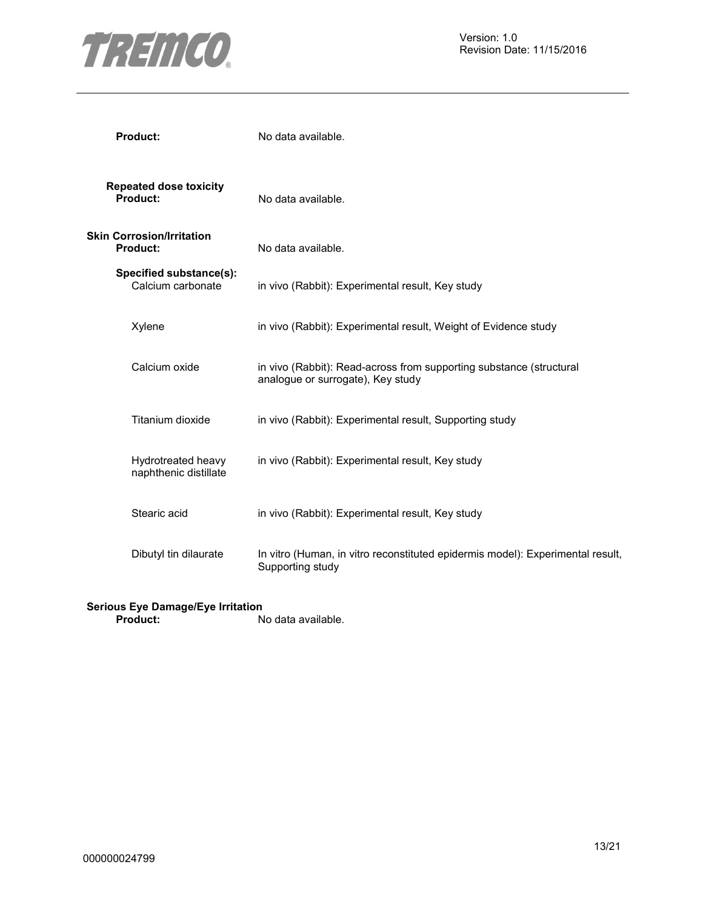**Product:** No data available.

**Repeated dose toxicity**

**Product:** No data available.

**Skin Corrosion/Irritation**

**Product:** No data available.

**Specified substance(s):**

| | |
|---|---|
| Calcium carbonate | in vivo (Rabbit): Experimental result, Key study |
| Xylene | in vivo (Rabbit): Experimental result, Weight of Evidence study |
| Calcium oxide | in vivo (Rabbit): Read-across from supporting substance (structural analogue or surrogate), Key study |
| Titanium dioxide | in vivo (Rabbit): Experimental result, Supporting study |
| Hydrotreated heavy naphthenic distillate | in vivo (Rabbit): Experimental result, Key study |
| Stearic acid | in vivo (Rabbit): Experimental result, Key study |
| Dibutyl tin dilaurate | In vitro (Human, in vitro reconstituted epidermis model): Experimental result, Supporting study |

**Serious Eye Damage/Eye Irritation**

**Product:** No data available.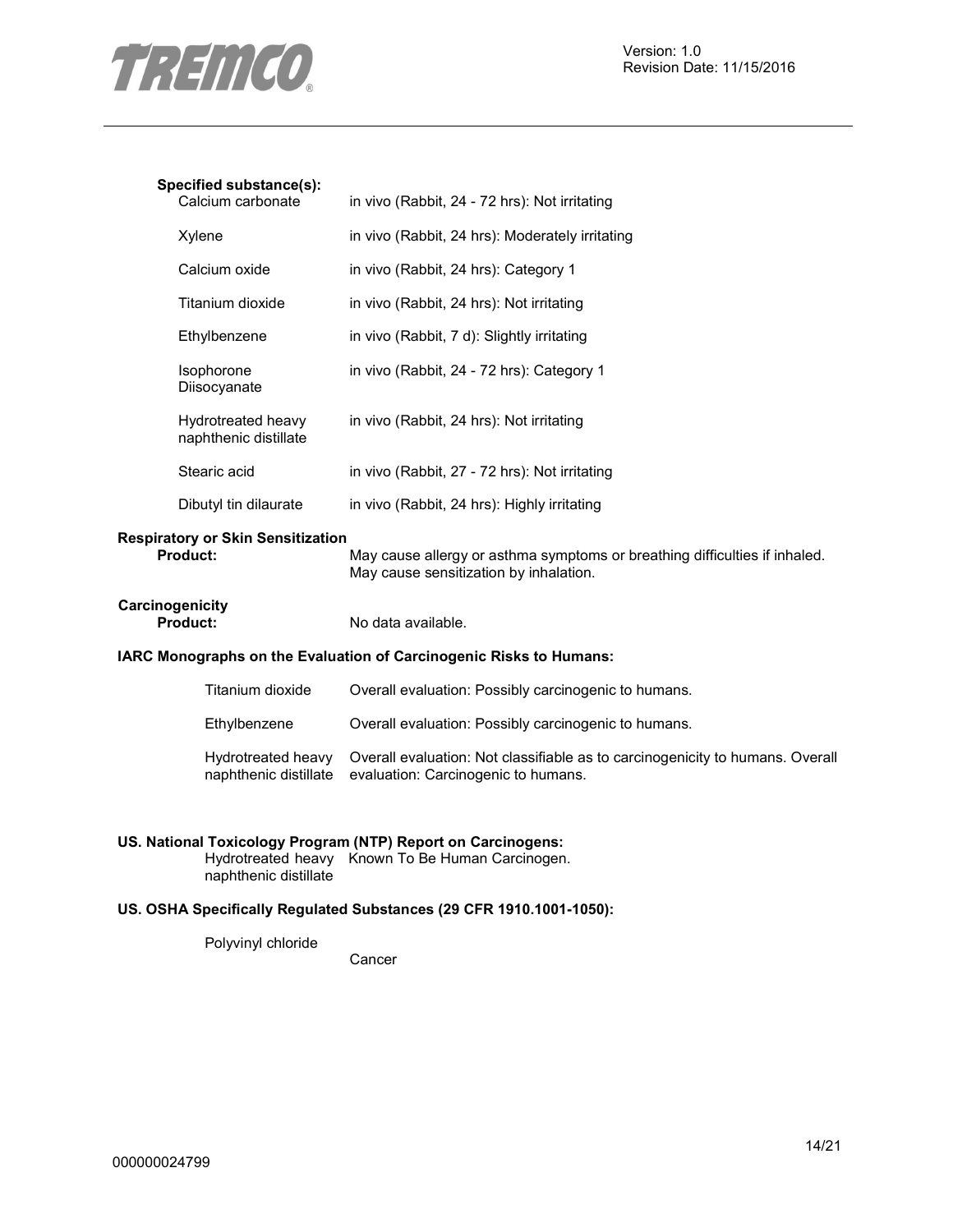**Specified substance(s):**

| | |
|---|---|
| Calcium carbonate | in vivo (Rabbit, 24 - 72 hrs): Not irritating |
| Xylene | in vivo (Rabbit, 24 hrs): Moderately irritating |
| Calcium oxide | in vivo (Rabbit, 24 hrs): Category 1 |
| Titanium dioxide | in vivo (Rabbit, 24 hrs): Not irritating |
| Ethylbenzene | in vivo (Rabbit, 7 d): Slightly irritating |
| Isophorone Diisocyanate | in vivo (Rabbit, 24 - 72 hrs): Category 1 |
| Hydrotreated heavy naphthenic distillate | in vivo (Rabbit, 24 hrs): Not irritating |
| Stearic acid | in vivo (Rabbit, 27 - 72 hrs): Not irritating |
| Dibutyl tin dilaurate | in vivo (Rabbit, 24 hrs): Highly irritating |

**Respiratory or Skin Sensitization**

**Product:** May cause allergy or asthma symptoms or breathing difficulties if inhaled. May cause sensitization by inhalation.

**Carcinogenicity**

**Product:** No data available.

**IARC Monographs on the Evaluation of Carcinogenic Risks to Humans:**

| | |
|---|---|
| Titanium dioxide | Overall evaluation: Possibly carcinogenic to humans. |
| Ethylbenzene | Overall evaluation: Possibly carcinogenic to humans. |
| Hydrotreated heavy naphthenic distillate | Overall evaluation: Not classifiable as to carcinogenicity to humans. Overall evaluation: Carcinogenic to humans. |

**US. National Toxicology Program (NTP) Report on Carcinogens:**

| | |
|---|---|
| Hydrotreated heavy naphthenic distillate | Known To Be Human Carcinogen. |

**US. OSHA Specifically Regulated Substances (29 CFR 1910.1001-1050):**

| | |
|---|---|
| Polyvinyl chloride | Cancer |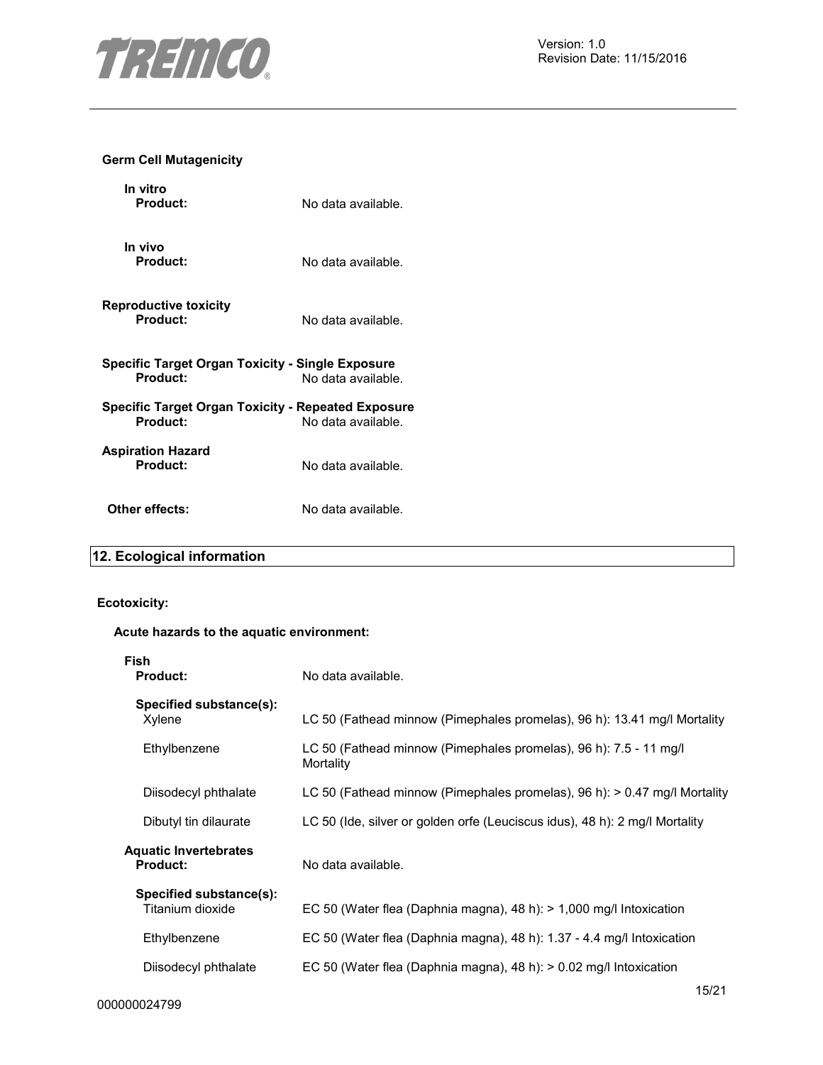**Germ Cell Mutagenicity**

**In vitro**

**Product:** No data available.

**In vivo**

**Product:** No data available.

**Reproductive toxicity**

**Product:** No data available.

**Specific Target Organ Toxicity - Single Exposure**

**Product:** No data available.

**Specific Target Organ Toxicity - Repeated Exposure**

**Product:** No data available.

**Aspiration Hazard**

**Product:** No data available.

**Other effects:** No data available.

## 12. Ecological information

**Ecotoxicity:**

**Acute hazards to the aquatic environment:**

**Fish**

**Product:** No data available.

**Specified substance(s):**

| | |
|---|---|
| Xylene | LC 50 (Fathead minnow (Pimephales promelas), 96 h): 13.41 mg/l Mortality |
| Ethylbenzene | LC 50 (Fathead minnow (Pimephales promelas), 96 h): 7.5 - 11 mg/l Mortality |
| Diisodecyl phthalate | LC 50 (Fathead minnow (Pimephales promelas), 96 h): > 0.47 mg/l Mortality |
| Dibutyl tin dilaurate | LC 50 (Ide, silver or golden orfe (Leuciscus idus), 48 h): 2 mg/l Mortality |

**Aquatic Invertebrates**

**Product:** No data available.

**Specified substance(s):**

| | |
|---|---|
| Titanium dioxide | EC 50 (Water flea (Daphnia magna), 48 h): > 1,000 mg/l Intoxication |
| Ethylbenzene | EC 50 (Water flea (Daphnia magna), 48 h): 1.37 - 4.4 mg/l Intoxication |
| Diisodecyl phthalate | EC 50 (Water flea (Daphnia magna), 48 h): > 0.02 mg/l Intoxication |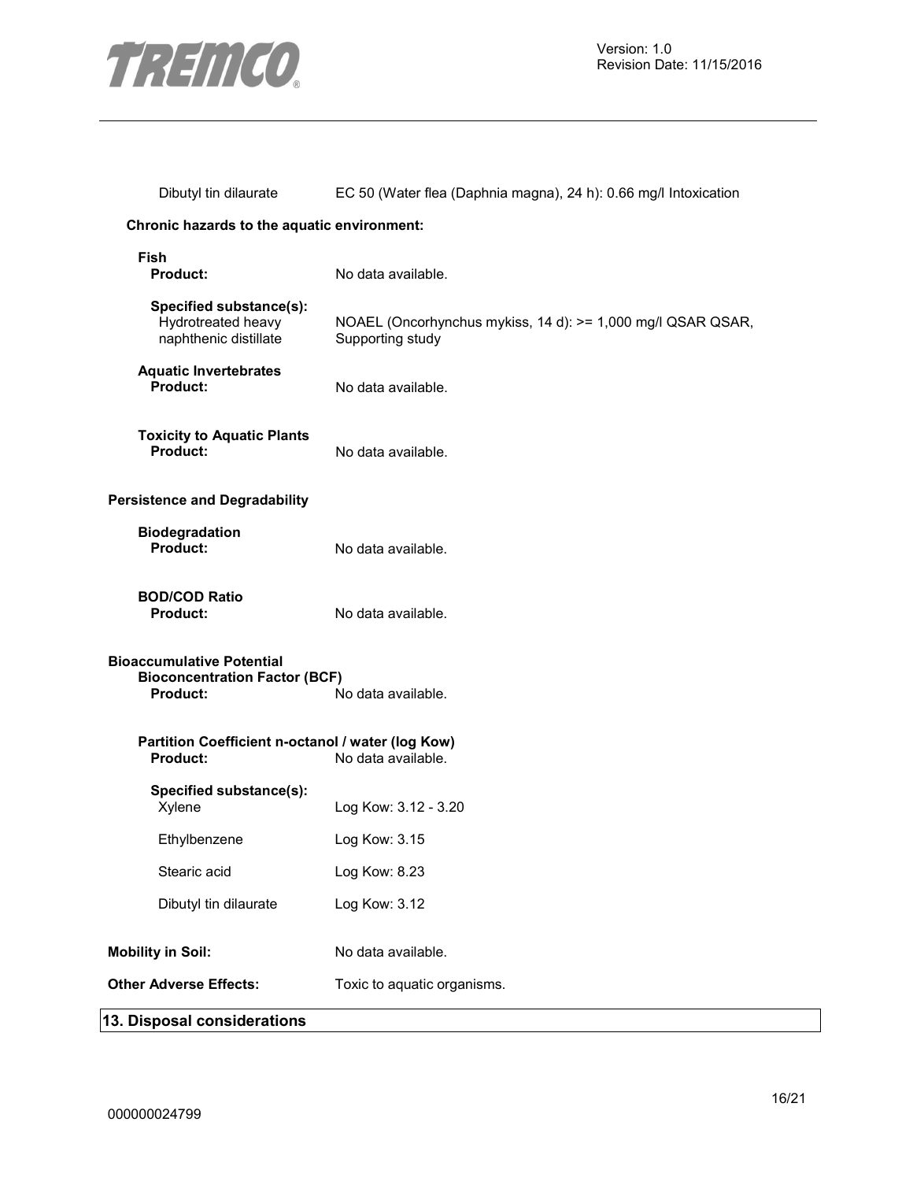| | |
|---|---|
| Dibutyl tin dilaurate | EC 50 (Water flea (Daphnia magna), 24 h): 0.66 mg/l Intoxication |

**Chronic hazards to the aquatic environment:**

**Fish**

| | |
|---|---|
| **Product:** | No data available. |
| **Specified substance(s):** | |
| Hydrotreated heavy naphthenic distillate | NOAEL (Oncorhynchus mykiss, 14 d): >= 1,000 mg/l QSAR QSAR, Supporting study |

**Aquatic Invertebrates**

| | |
|---|---|
| **Product:** | No data available. |

**Toxicity to Aquatic Plants**

| | |
|---|---|
| **Product:** | No data available. |

**Persistence and Degradability**

**Biodegradation**

| | |
|---|---|
| **Product:** | No data available. |

**BOD/COD Ratio**

| | |
|---|---|
| **Product:** | No data available. |

**Bioaccumulative Potential**

**Bioconcentration Factor (BCF)**

| | |
|---|---|
| **Product:** | No data available. |

**Partition Coefficient n-octanol / water (log Kow)**

| | |
|---|---|
| **Product:** | No data available. |
| **Specified substance(s):** | |
| Xylene | Log Kow: 3.12 - 3.20 |
| Ethylbenzene | Log Kow: 3.15 |
| Stearic acid | Log Kow: 8.23 |
| Dibutyl tin dilaurate | Log Kow: 3.12 |

| | |
|---|---|
| **Mobility in Soil:** | No data available. |
| **Other Adverse Effects:** | Toxic to aquatic organisms. |

## 13. Disposal considerations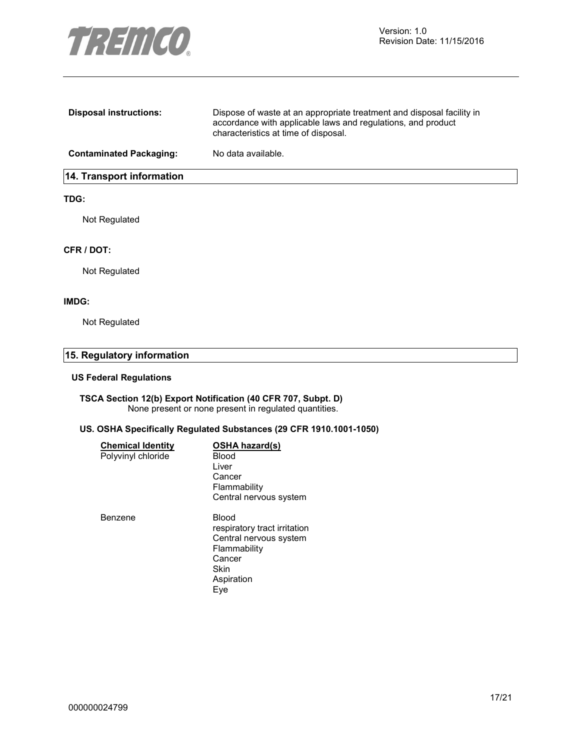**Disposal instructions:** Dispose of waste at an appropriate treatment and disposal facility in accordance with applicable laws and regulations, and product characteristics at time of disposal.

**Contaminated Packaging:** No data available.

## 14. Transport information

**TDG:**

Not Regulated

**CFR / DOT:**

Not Regulated

**IMDG:**

Not Regulated

## 15. Regulatory information

### US Federal Regulations

**TSCA Section 12(b) Export Notification (40 CFR 707, Subpt. D)**
None present or none present in regulated quantities.

**US. OSHA Specifically Regulated Substances (29 CFR 1910.1001-1050)**

| Chemical Identity | OSHA hazard(s) |
| --- | --- |
| Polyvinyl chloride | Blood<br>Liver<br>Cancer<br>Flammability<br>Central nervous system |
| Benzene | Blood<br>respiratory tract irritation<br>Central nervous system<br>Flammability<br>Cancer<br>Skin<br>Aspiration<br>Eye |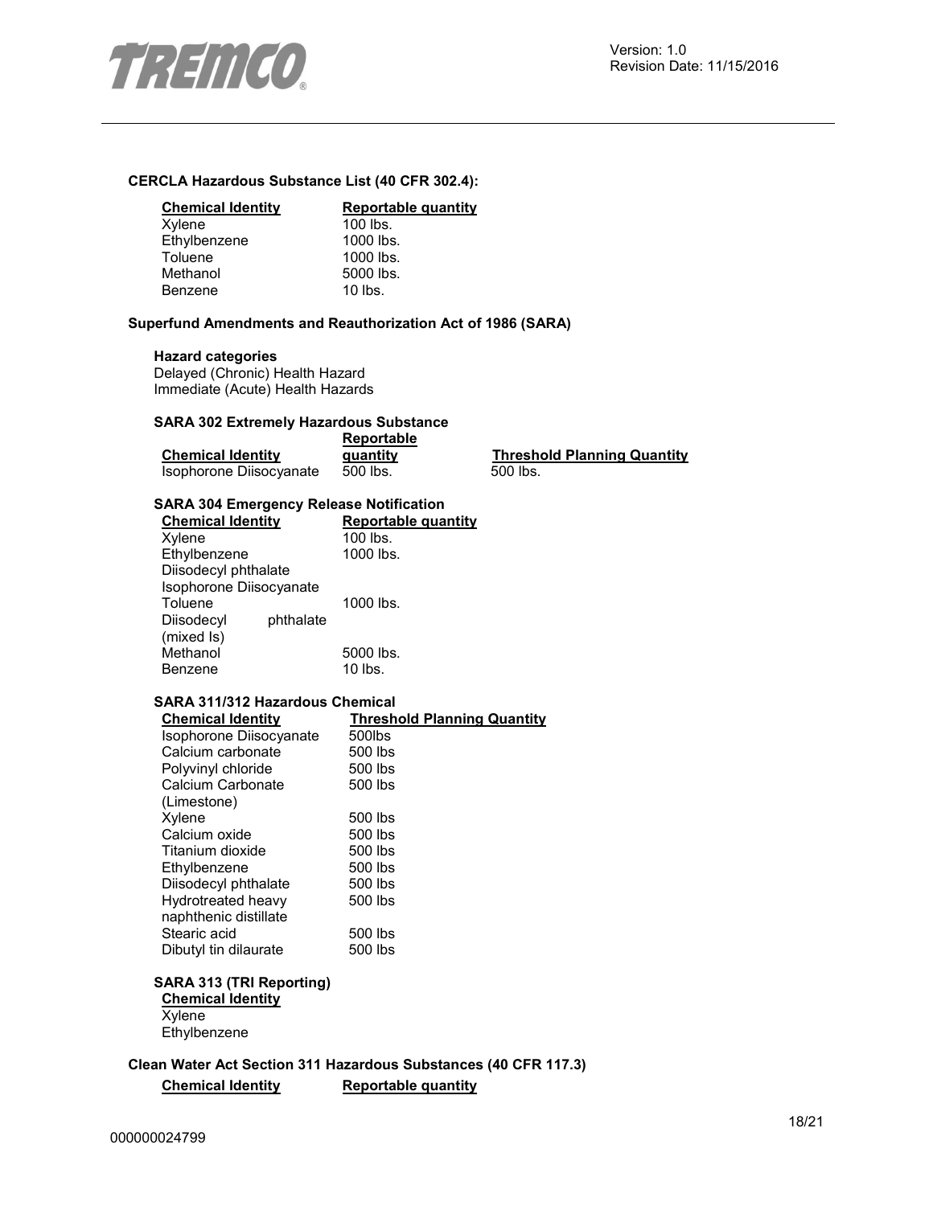**CERCLA Hazardous Substance List (40 CFR 302.4):**

| Chemical Identity | Reportable quantity |
|---|---|
| Xylene | 100 lbs. |
| Ethylbenzene | 1000 lbs. |
| Toluene | 1000 lbs. |
| Methanol | 5000 lbs. |
| Benzene | 10 lbs. |

**Superfund Amendments and Reauthorization Act of 1986 (SARA)**

**Hazard categories**

Delayed (Chronic) Health Hazard
Immediate (Acute) Health Hazards

**SARA 302 Extremely Hazardous Substance**

| Chemical Identity | Reportable quantity | Threshold Planning Quantity |
|---|---|---|
| Isophorone Diisocyanate | 500 lbs. | 500 lbs. |

**SARA 304 Emergency Release Notification**

| Chemical Identity | Reportable quantity |
|---|---|
| Xylene | 100 lbs. |
| Ethylbenzene | 1000 lbs. |
| Diisodecyl phthalate | |
| Isophorone Diisocyanate | |
| Toluene | 1000 lbs. |
| Diisodecyl phthalate (mixed Is) | |
| Methanol | 5000 lbs. |
| Benzene | 10 lbs. |

**SARA 311/312 Hazardous Chemical**

| Chemical Identity | Threshold Planning Quantity |
|---|---|
| Isophorone Diisocyanate | 500lbs |
| Calcium carbonate | 500 lbs |
| Polyvinyl chloride | 500 lbs |
| Calcium Carbonate (Limestone) | 500 lbs |
| Xylene | 500 lbs |
| Calcium oxide | 500 lbs |
| Titanium dioxide | 500 lbs |
| Ethylbenzene | 500 lbs |
| Diisodecyl phthalate | 500 lbs |
| Hydrotreated heavy naphthenic distillate | 500 lbs |
| Stearic acid | 500 lbs |
| Dibutyl tin dilaurate | 500 lbs |

**SARA 313 (TRI Reporting)**

| Chemical Identity |
|---|
| Xylene |
| Ethylbenzene |

**Clean Water Act Section 311 Hazardous Substances (40 CFR 117.3)**

| Chemical Identity | Reportable quantity |
|---|---|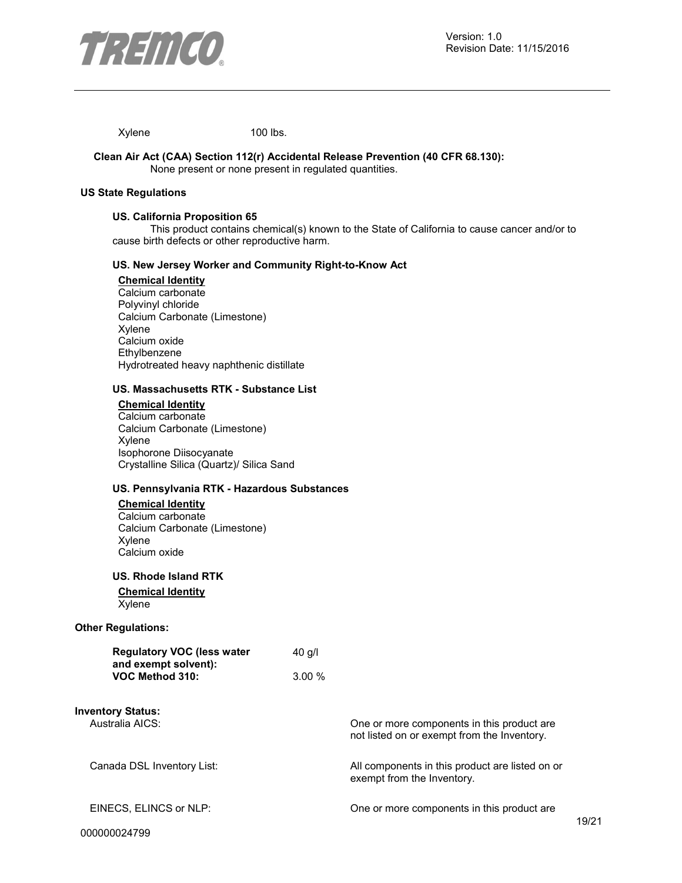| | |
|---|---|
| Xylene | 100 lbs. |

**Clean Air Act (CAA) Section 112(r) Accidental Release Prevention (40 CFR 68.130):**
None present or none present in regulated quantities.

## US State Regulations

### US. California Proposition 65

This product contains chemical(s) known to the State of California to cause cancer and/or to cause birth defects or other reproductive harm.

### US. New Jersey Worker and Community Right-to-Know Act

**Chemical Identity**
Calcium carbonate
Polyvinyl chloride
Calcium Carbonate (Limestone)
Xylene
Calcium oxide
Ethylbenzene
Hydrotreated heavy naphthenic distillate

### US. Massachusetts RTK - Substance List

**Chemical Identity**
Calcium carbonate
Calcium Carbonate (Limestone)
Xylene
Isophorone Diisocyanate
Crystalline Silica (Quartz)/ Silica Sand

### US. Pennsylvania RTK - Hazardous Substances

**Chemical Identity**
Calcium carbonate
Calcium Carbonate (Limestone)
Xylene
Calcium oxide

### US. Rhode Island RTK

**Chemical Identity**
Xylene

## Other Regulations:

| | |
|---|---|
| **Regulatory VOC (less water and exempt solvent):** | 40 g/l |
| **VOC Method 310:** | 3.00 % |

## Inventory Status:

| | |
|---|---|
| Australia AICS: | One or more components in this product are not listed on or exempt from the Inventory. |
| Canada DSL Inventory List: | All components in this product are listed on or exempt from the Inventory. |
| EINECS, ELINCS or NLP: | One or more components in this product are |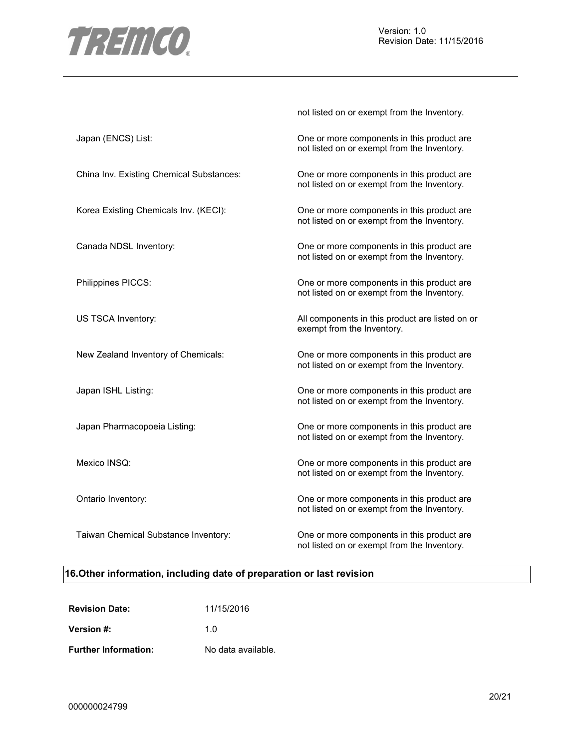not listed on or exempt from the Inventory.

| | |
|---|---|
| Japan (ENCS) List: | One or more components in this product are not listed on or exempt from the Inventory. |
| China Inv. Existing Chemical Substances: | One or more components in this product are not listed on or exempt from the Inventory. |
| Korea Existing Chemicals Inv. (KECI): | One or more components in this product are not listed on or exempt from the Inventory. |
| Canada NDSL Inventory: | One or more components in this product are not listed on or exempt from the Inventory. |
| Philippines PICCS: | One or more components in this product are not listed on or exempt from the Inventory. |
| US TSCA Inventory: | All components in this product are listed on or exempt from the Inventory. |
| New Zealand Inventory of Chemicals: | One or more components in this product are not listed on or exempt from the Inventory. |
| Japan ISHL Listing: | One or more components in this product are not listed on or exempt from the Inventory. |
| Japan Pharmacopoeia Listing: | One or more components in this product are not listed on or exempt from the Inventory. |
| Mexico INSQ: | One or more components in this product are not listed on or exempt from the Inventory. |
| Ontario Inventory: | One or more components in this product are not listed on or exempt from the Inventory. |
| Taiwan Chemical Substance Inventory: | One or more components in this product are not listed on or exempt from the Inventory. |

## 16.Other information, including date of preparation or last revision

**Revision Date:** 11/15/2016

**Version #:** 1.0

**Further Information:** No data available.

000000024799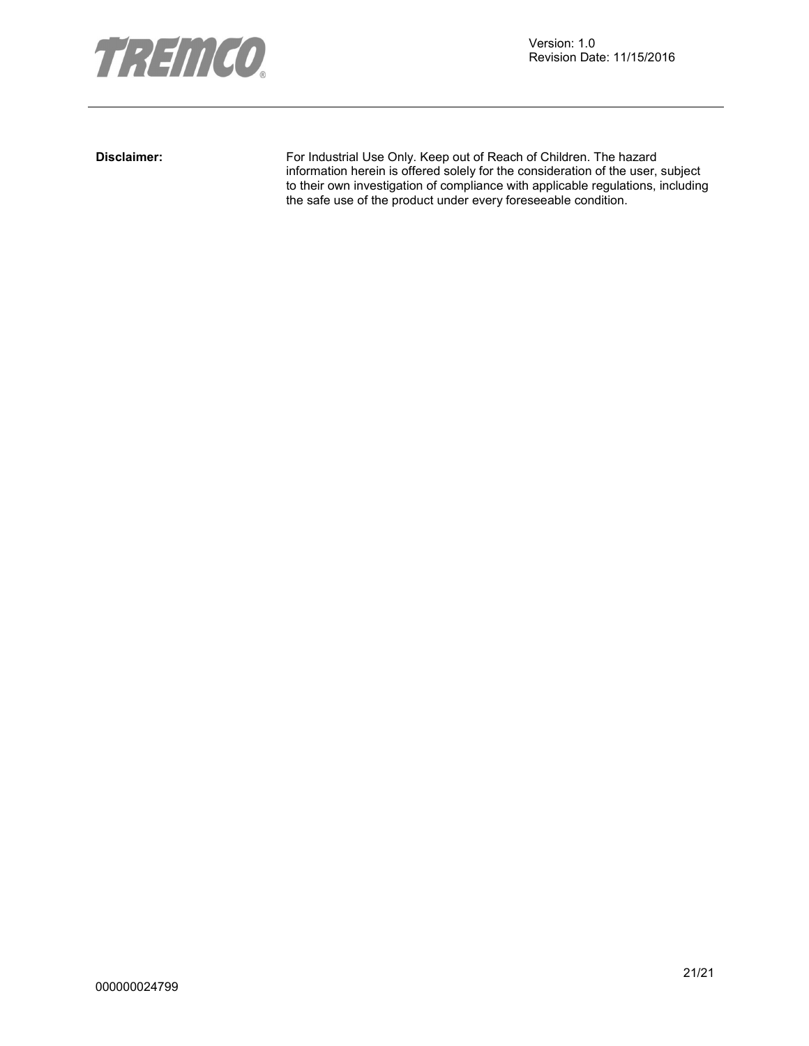**Disclaimer:** For Industrial Use Only. Keep out of Reach of Children. The hazard information herein is offered solely for the consideration of the user, subject to their own investigation of compliance with applicable regulations, including the safe use of the product under every foreseeable condition.